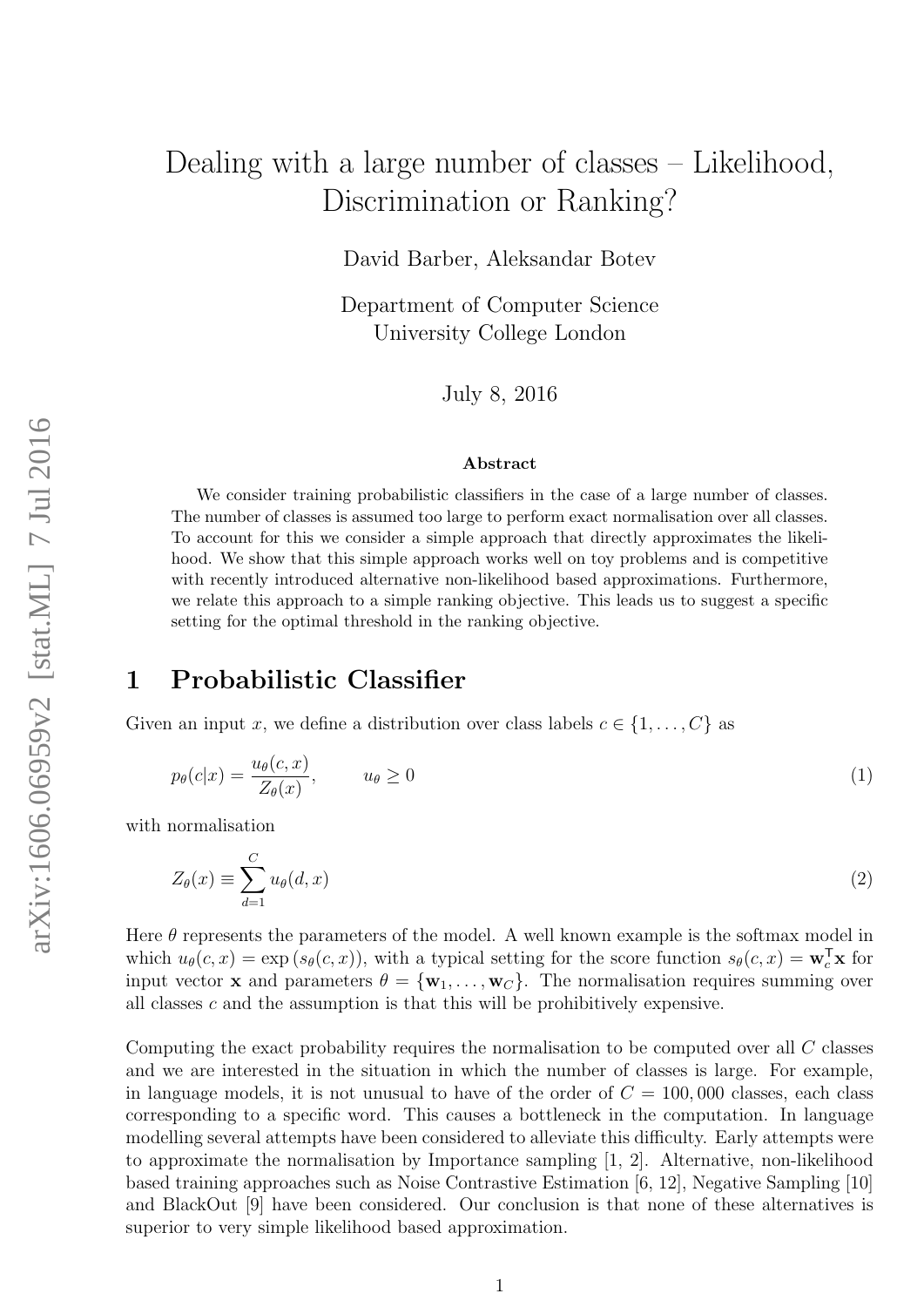# Dealing with a large number of classes – Likelihood, Discrimination or Ranking?

David Barber, Aleksandar Botev

Department of Computer Science
University College London

July 8, 2016

**Abstract**

We consider training probabilistic classifiers in the case of a large number of classes. The number of classes is assumed too large to perform exact normalisation over all classes. To account for this we consider a simple approach that directly approximates the likelihood. We show that this simple approach works well on toy problems and is competitive with recently introduced alternative non-likelihood based approximations. Furthermore, we relate this approach to a simple ranking objective. This leads us to suggest a specific setting for the optimal threshold in the ranking objective.

## 1 Probabilistic Classifier

Given an input $x$, we define a distribution over class labels $c \in \{1, \ldots, C\}$ as

$$p_\theta(c|x) = \frac{u_\theta(c, x)}{Z_\theta(x)}, \qquad u_\theta \geq 0 \tag{1}$$

with normalisation

$$Z_\theta(x) \equiv \sum_{d=1}^{C} u_\theta(d, x) \tag{2}$$

Here $\theta$ represents the parameters of the model. A well known example is the softmax model in which $u_\theta(c, x) = \exp(s_\theta(c, x))$, with a typical setting for the score function $s_\theta(c, x) = \mathbf{w}_c^\mathsf{T}\mathbf{x}$ for input vector $\mathbf{x}$ and parameters $\theta = \{\mathbf{w}_1, \ldots, \mathbf{w}_C\}$. The normalisation requires summing over all classes $c$ and the assumption is that this will be prohibitively expensive.

Computing the exact probability requires the normalisation to be computed over all $C$ classes and we are interested in the situation in which the number of classes is large. For example, in language models, it is not unusual to have of the order of $C = 100,000$ classes, each class corresponding to a specific word. This causes a bottleneck in the computation. In language modelling several attempts have been considered to alleviate this difficulty. Early attempts were to approximate the normalisation by Importance sampling [1, 2]. Alternative, non-likelihood based training approaches such as Noise Contrastive Estimation [6, 12], Negative Sampling [10] and BlackOut [9] have been considered. Our conclusion is that none of these alternatives is superior to very simple likelihood based approximation.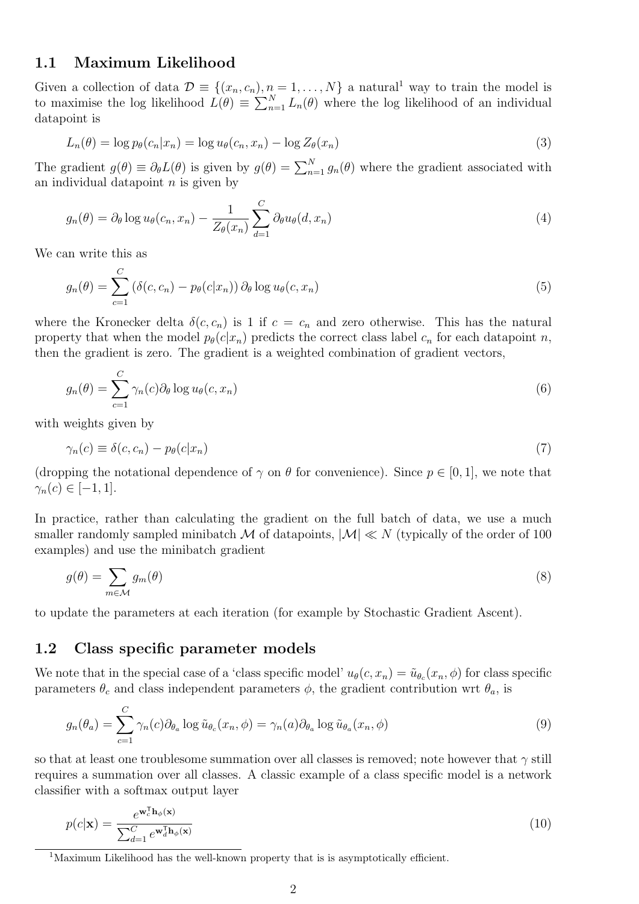## 1.1 Maximum Likelihood

Given a collection of data $\mathcal{D} \equiv \{(x_n, c_n), n = 1, \ldots, N\}$ a natural[1] way to train the model is to maximise the log likelihood $L(\theta) \equiv \sum_{n=1}^{N} L_n(\theta)$ where the log likelihood of an individual datapoint is

$$L_n(\theta) = \log p_\theta(c_n|x_n) = \log u_\theta(c_n, x_n) - \log Z_\theta(x_n) \tag{3}$$

The gradient $g(\theta) \equiv \partial_\theta L(\theta)$ is given by $g(\theta) = \sum_{n=1}^{N} g_n(\theta)$ where the gradient associated with an individual datapoint $n$ is given by

$$g_n(\theta) = \partial_\theta \log u_\theta(c_n, x_n) - \frac{1}{Z_\theta(x_n)} \sum_{d=1}^{C} \partial_\theta u_\theta(d, x_n) \tag{4}$$

We can write this as

$$g_n(\theta) = \sum_{c=1}^{C} \left(\delta(c, c_n) - p_\theta(c|x_n)\right) \partial_\theta \log u_\theta(c, x_n) \tag{5}$$

where the Kronecker delta $\delta(c, c_n)$ is 1 if $c = c_n$ and zero otherwise. This has the natural property that when the model $p_\theta(c|x_n)$ predicts the correct class label $c_n$ for each datapoint $n$, then the gradient is zero. The gradient is a weighted combination of gradient vectors,

$$g_n(\theta) = \sum_{c=1}^{C} \gamma_n(c) \partial_\theta \log u_\theta(c, x_n) \tag{6}$$

with weights given by

$$\gamma_n(c) \equiv \delta(c, c_n) - p_\theta(c|x_n) \tag{7}$$

(dropping the notational dependence of $\gamma$ on $\theta$ for convenience). Since $p \in [0, 1]$, we note that $\gamma_n(c) \in [-1, 1]$.

In practice, rather than calculating the gradient on the full batch of data, we use a much smaller randomly sampled minibatch $\mathcal{M}$ of datapoints, $|\mathcal{M}| \ll N$ (typically of the order of 100 examples) and use the minibatch gradient

$$g(\theta) = \sum_{m \in \mathcal{M}} g_m(\theta) \tag{8}$$

to update the parameters at each iteration (for example by Stochastic Gradient Ascent).

## 1.2 Class specific parameter models

We note that in the special case of a 'class specific model' $u_\theta(c, x_n) = \tilde{u}_{\theta_c}(x_n, \phi)$ for class specific parameters $\theta_c$ and class independent parameters $\phi$, the gradient contribution wrt $\theta_a$, is

$$g_n(\theta_a) = \sum_{c=1}^{C} \gamma_n(c) \partial_{\theta_a} \log \tilde{u}_{\theta_c}(x_n, \phi) = \gamma_n(a) \partial_{\theta_a} \log \tilde{u}_{\theta_a}(x_n, \phi) \tag{9}$$

so that at least one troublesome summation over all classes is removed; note however that $\gamma$ still requires a summation over all classes. A classic example of a class specific model is a network classifier with a softmax output layer

$$p(c|\mathbf{x}) = \frac{e^{\mathbf{w}_c^\mathsf{T} \mathbf{h}_\phi(\mathbf{x})}}{\sum_{d=1}^{C} e^{\mathbf{w}_d^\mathsf{T} \mathbf{h}_\phi(\mathbf{x})}} \tag{10}$$

[1] Maximum Likelihood has the well-known property that is is asymptotically efficient.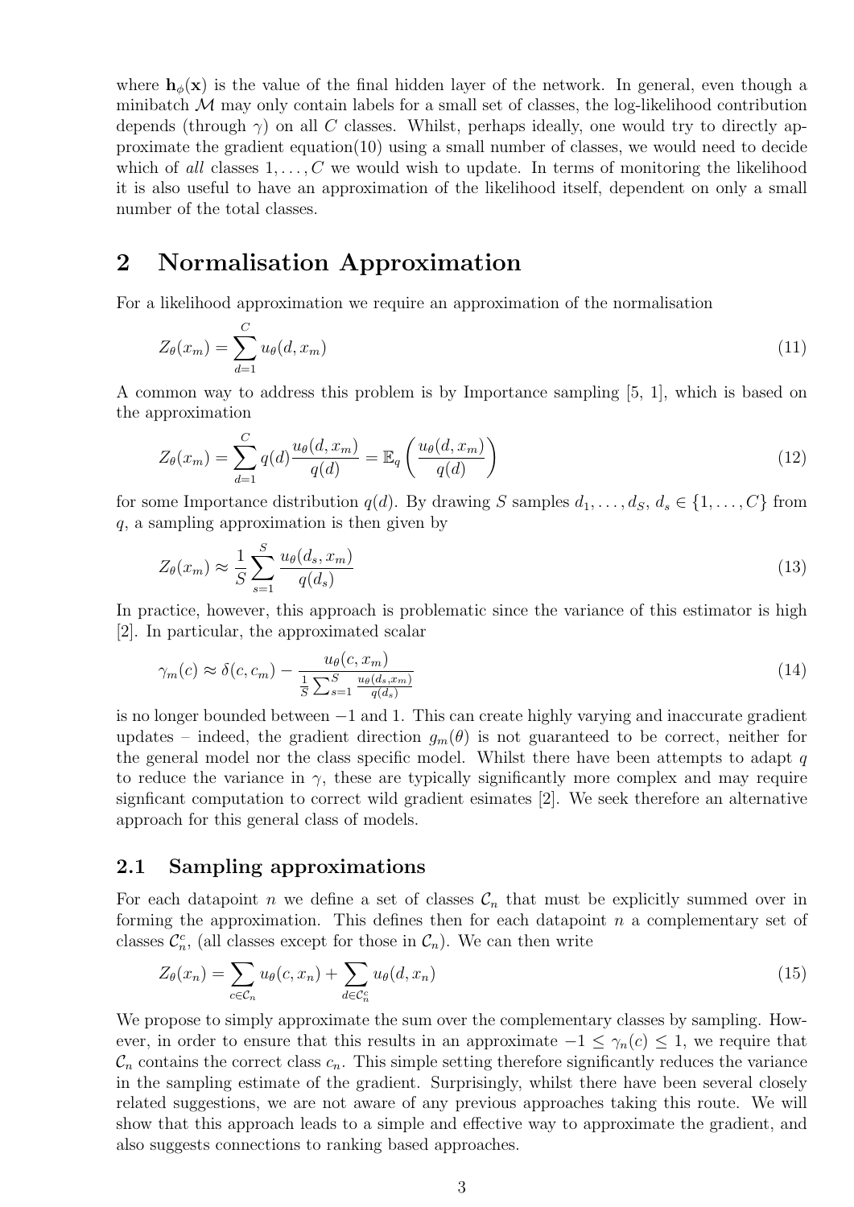where $\mathbf{h}_\phi(\mathbf{x})$ is the value of the final hidden layer of the network. In general, even though a minibatch $\mathcal{M}$ may only contain labels for a small set of classes, the log-likelihood contribution depends (through $\gamma$) on all $C$ classes. Whilst, perhaps ideally, one would try to directly approximate the gradient equation(10) using a small number of classes, we would need to decide which of *all* classes $1, \ldots, C$ we would wish to update. In terms of monitoring the likelihood it is also useful to have an approximation of the likelihood itself, dependent on only a small number of the total classes.

# 2 Normalisation Approximation

For a likelihood approximation we require an approximation of the normalisation

$$Z_\theta(x_m) = \sum_{d=1}^{C} u_\theta(d, x_m) \tag{11}$$

A common way to address this problem is by Importance sampling [5, 1], which is based on the approximation

$$Z_\theta(x_m) = \sum_{d=1}^{C} q(d) \frac{u_\theta(d, x_m)}{q(d)} = \mathbb{E}_q \left( \frac{u_\theta(d, x_m)}{q(d)} \right) \tag{12}$$

for some Importance distribution $q(d)$. By drawing $S$ samples $d_1, \ldots, d_S$, $d_s \in \{1, \ldots, C\}$ from $q$, a sampling approximation is then given by

$$Z_\theta(x_m) \approx \frac{1}{S} \sum_{s=1}^{S} \frac{u_\theta(d_s, x_m)}{q(d_s)} \tag{13}$$

In practice, however, this approach is problematic since the variance of this estimator is high [2]. In particular, the approximated scalar

$$\gamma_m(c) \approx \delta(c, c_m) - \frac{u_\theta(c, x_m)}{\frac{1}{S} \sum_{s=1}^{S} \frac{u_\theta(d_s, x_m)}{q(d_s)}} \tag{14}$$

is no longer bounded between $-1$ and 1. This can create highly varying and inaccurate gradient updates – indeed, the gradient direction $g_m(\theta)$ is not guaranteed to be correct, neither for the general model nor the class specific model. Whilst there have been attempts to adapt $q$ to reduce the variance in $\gamma$, these are typically significantly more complex and may require signficant computation to correct wild gradient esimates [2]. We seek therefore an alternative approach for this general class of models.

## 2.1 Sampling approximations

For each datapoint $n$ we define a set of classes $\mathcal{C}_n$ that must be explicitly summed over in forming the approximation. This defines then for each datapoint $n$ a complementary set of classes $\mathcal{C}_n^c$, (all classes except for those in $\mathcal{C}_n$). We can then write

$$Z_\theta(x_n) = \sum_{c \in \mathcal{C}_n} u_\theta(c, x_n) + \sum_{d \in \mathcal{C}_n^c} u_\theta(d, x_n) \tag{15}$$

We propose to simply approximate the sum over the complementary classes by sampling. However, in order to ensure that this results in an approximate $-1 \leq \gamma_n(c) \leq 1$, we require that $\mathcal{C}_n$ contains the correct class $c_n$. This simple setting therefore significantly reduces the variance in the sampling estimate of the gradient. Surprisingly, whilst there have been several closely related suggestions, we are not aware of any previous approaches taking this route. We will show that this approach leads to a simple and effective way to approximate the gradient, and also suggests connections to ranking based approaches.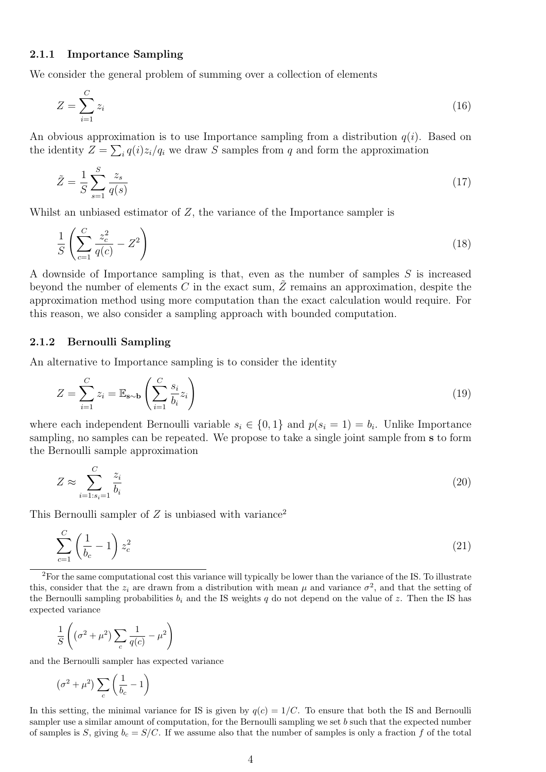### 2.1.1 Importance Sampling

We consider the general problem of summing over a collection of elements

$$Z = \sum_{i=1}^{C} z_i \tag{16}$$

An obvious approximation is to use Importance sampling from a distribution $q(i)$. Based on the identity $Z = \sum_i q(i) z_i / q_i$ we draw $S$ samples from $q$ and form the approximation

$$\tilde{Z} = \frac{1}{S} \sum_{s=1}^{S} \frac{z_s}{q(s)} \tag{17}$$

Whilst an unbiased estimator of $Z$, the variance of the Importance sampler is

$$\frac{1}{S} \left( \sum_{c=1}^{C} \frac{z_c^2}{q(c)} - Z^2 \right) \tag{18}$$

A downside of Importance sampling is that, even as the number of samples $S$ is increased beyond the number of elements $C$ in the exact sum, $\tilde{Z}$ remains an approximation, despite the approximation method using more computation than the exact calculation would require. For this reason, we also consider a sampling approach with bounded computation.

### 2.1.2 Bernoulli Sampling

An alternative to Importance sampling is to consider the identity

$$Z = \sum_{i=1}^{C} z_i = \mathbb{E}_{\mathbf{s} \sim \mathbf{b}} \left( \sum_{i=1}^{C} \frac{s_i}{b_i} z_i \right) \tag{19}$$

where each independent Bernoulli variable $s_i \in \{0, 1\}$ and $p(s_i = 1) = b_i$. Unlike Importance sampling, no samples can be repeated. We propose to take a single joint sample from $\mathbf{s}$ to form the Bernoulli sample approximation

$$Z \approx \sum_{i=1:s_i=1}^{C} \frac{z_i}{b_i} \tag{20}$$

This Bernoulli sampler of $Z$ is unbiased with variance[2]

$$\sum_{c=1}^{C} \left( \frac{1}{b_c} - 1 \right) z_c^2 \tag{21}$$

[2] For the same computational cost this variance will typically be lower than the variance of the IS. To illustrate this, consider that the $z_i$ are drawn from a distribution with mean $\mu$ and variance $\sigma^2$, and that the setting of the Bernoulli sampling probabilities $b_i$ and the IS weights $q$ do not depend on the value of $z$. Then the IS has expected variance

$$\frac{1}{S} \left( \left( \sigma^2 + \mu^2 \right) \sum_c \frac{1}{q(c)} - \mu^2 \right)$$

and the Bernoulli sampler has expected variance

$$\left( \sigma^2 + \mu^2 \right) \sum_c \left( \frac{1}{b_c} - 1 \right)$$

In this setting, the minimal variance for IS is given by $q(c) = 1/C$. To ensure that both the IS and Bernoulli sampler use a similar amount of computation, for the Bernoulli sampling we set $b$ such that the expected number of samples is $S$, giving $b_c = S/C$. If we assume also that the number of samples is only a fraction $f$ of the total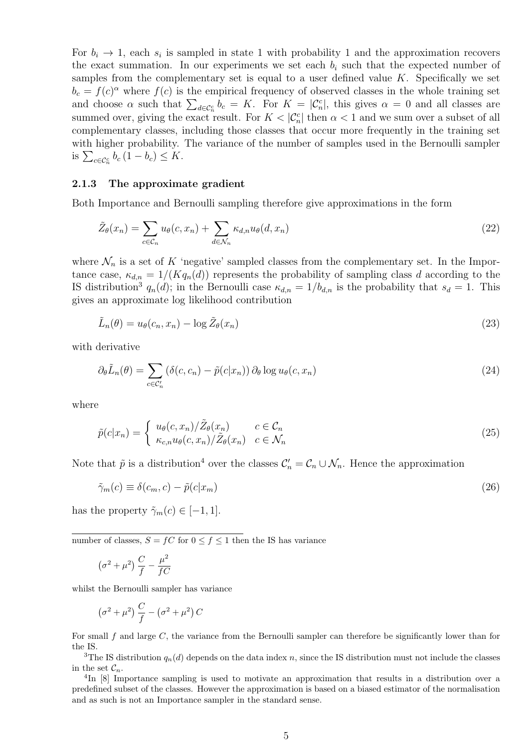For $b_i \to 1$, each $s_i$ is sampled in state 1 with probability 1 and the approximation recovers the exact summation. In our experiments we set each $b_i$ such that the expected number of samples from the complementary set is equal to a user defined value $K$. Specifically we set $b_c = f(c)^\alpha$ where $f(c)$ is the empirical frequency of observed classes in the whole training set and choose $\alpha$ such that $\sum_{d \in \mathcal{C}_n^c} b_c = K$. For $K = |\mathcal{C}_n^c|$, this gives $\alpha = 0$ and all classes are summed over, giving the exact result. For $K < |\mathcal{C}_n^c|$ then $\alpha < 1$ and we sum over a subset of all complementary classes, including those classes that occur more frequently in the training set with higher probability. The variance of the number of samples used in the Bernoulli sampler is $\sum_{c \in \mathcal{C}_n^c} b_c (1 - b_c) \leq K$.

### 2.1.3 The approximate gradient

Both Importance and Bernoulli sampling therefore give approximations in the form

$$\tilde{Z}_\theta(x_n) = \sum_{c \in \mathcal{C}_n} u_\theta(c, x_n) + \sum_{d \in \mathcal{N}_n} \kappa_{d,n} u_\theta(d, x_n) \tag{22}$$

where $\mathcal{N}_n$ is a set of $K$ 'negative' sampled classes from the complementary set. In the Importance case, $\kappa_{d,n} = 1/(K q_n(d))$ represents the probability of sampling class $d$ according to the IS distribution[3] $q_n(d)$; in the Bernoulli case $\kappa_{d,n} = 1/b_{d,n}$ is the probability that $s_d = 1$. This gives an approximate log likelihood contribution

$$\tilde{L}_n(\theta) = u_\theta(c_n, x_n) - \log \tilde{Z}_\theta(x_n) \tag{23}$$

with derivative

$$\partial_\theta \tilde{L}_n(\theta) = \sum_{c \in \mathcal{C}_n'} \left(\delta(c, c_n) - \tilde{p}(c|x_n)\right) \partial_\theta \log u_\theta(c, x_n) \tag{24}$$

where

$$\tilde{p}(c|x_n) = \begin{cases} u_\theta(c, x_n)/\tilde{Z}_\theta(x_n) & c \in \mathcal{C}_n \\ \kappa_{c,n} u_\theta(c, x_n)/\tilde{Z}_\theta(x_n) & c \in \mathcal{N}_n \end{cases} \tag{25}$$

Note that $\tilde{p}$ is a distribution[4] over the classes $\mathcal{C}_n' = \mathcal{C}_n \cup \mathcal{N}_n$. Hence the approximation

$$\tilde{\gamma}_m(c) \equiv \delta(c_m, c) - \tilde{p}(c|x_m) \tag{26}$$

has the property $\tilde{\gamma}_m(c) \in [-1, 1]$.

---

number of classes, $S = fC$ for $0 \leq f \leq 1$ then the IS has variance

$$\left(\sigma^2 + \mu^2\right) \frac{C}{f} - \frac{\mu^2}{fC}$$

whilst the Bernoulli sampler has variance

$$\left(\sigma^2 + \mu^2\right) \frac{C}{f} - \left(\sigma^2 + \mu^2\right) C$$

For small $f$ and large $C$, the variance from the Bernoulli sampler can therefore be significantly lower than for the IS.

[3] The IS distribution $q_n(d)$ depends on the data index $n$, since the IS distribution must not include the classes in the set $\mathcal{C}_n$.

[4] In [8] Importance sampling is used to motivate an approximation that results in a distribution over a predefined subset of the classes. However the approximation is based on a biased estimator of the normalisation and as such is not an Importance sampler in the standard sense.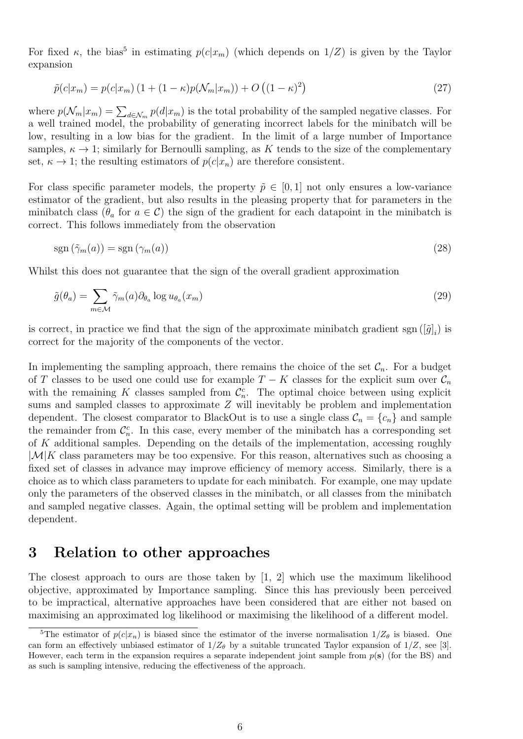For fixed $\kappa$, the bias[5] in estimating $p(c|x_m)$ (which depends on $1/Z$) is given by the Taylor expansion

$$\tilde{p}(c|x_m) = p(c|x_m)\left(1 + (1-\kappa)p(\mathcal{N}_m|x_m)\right) + O\left((1-\kappa)^2\right) \tag{27}$$

where $p(\mathcal{N}_m|x_m) = \sum_{d \in \mathcal{N}_m} p(d|x_m)$ is the total probability of the sampled negative classes. For a well trained model, the probability of generating incorrect labels for the minibatch will be low, resulting in a low bias for the gradient. In the limit of a large number of Importance samples, $\kappa \to 1$; similarly for Bernoulli sampling, as $K$ tends to the size of the complementary set, $\kappa \to 1$; the resulting estimators of $p(c|x_n)$ are therefore consistent.

For class specific parameter models, the property $\tilde{p} \in [0, 1]$ not only ensures a low-variance estimator of the gradient, but also results in the pleasing property that for parameters in the minibatch class ($\theta_a$ for $a \in \mathcal{C}$) the sign of the gradient for each datapoint in the minibatch is correct. This follows immediately from the observation

$$\text{sgn}\left(\tilde{\gamma}_m(a)\right) = \text{sgn}\left(\gamma_m(a)\right) \tag{28}$$

Whilst this does not guarantee that the sign of the overall gradient approximation

$$\tilde{g}(\theta_a) = \sum_{m \in \mathcal{M}} \tilde{\gamma}_m(a) \partial_{\theta_a} \log u_{\theta_a}(x_m) \tag{29}$$

is correct, in practice we find that the sign of the approximate minibatch gradient $\text{sgn}\left([\tilde{g}]_i\right)$ is correct for the majority of the components of the vector.

In implementing the sampling approach, there remains the choice of the set $\mathcal{C}_n$. For a budget of $T$ classes to be used one could use for example $T - K$ classes for the explicit sum over $\mathcal{C}_n$ with the remaining $K$ classes sampled from $\mathcal{C}_n^c$. The optimal choice between using explicit sums and sampled classes to approximate $Z$ will inevitably be problem and implementation dependent. The closest comparator to BlackOut is to use a single class $\mathcal{C}_n = \{c_n\}$ and sample the remainder from $\mathcal{C}_n^c$. In this case, every member of the minibatch has a corresponding set of $K$ additional samples. Depending on the details of the implementation, accessing roughly $|\mathcal{M}|K$ class parameters may be too expensive. For this reason, alternatives such as choosing a fixed set of classes in advance may improve efficiency of memory access. Similarly, there is a choice as to which class parameters to update for each minibatch. For example, one may update only the parameters of the observed classes in the minibatch, or all classes from the minibatch and sampled negative classes. Again, the optimal setting will be problem and implementation dependent.

# 3 Relation to other approaches

The closest approach to ours are those taken by [1, 2] which use the maximum likelihood objective, approximated by Importance sampling. Since this has previously been perceived to be impractical, alternative approaches have been considered that are either not based on maximising an approximated log likelihood or maximising the likelihood of a different model.

---

[5] The estimator of $p(c|x_n)$ is biased since the estimator of the inverse normalisation $1/Z_\theta$ is biased. One can form an effectively unbiased estimator of $1/Z_\theta$ by a suitable truncated Taylor expansion of $1/Z$, see [3]. However, each term in the expansion requires a separate independent joint sample from $p(\mathbf{s})$ (for the BS) and as such is sampling intensive, reducing the effectiveness of the approach.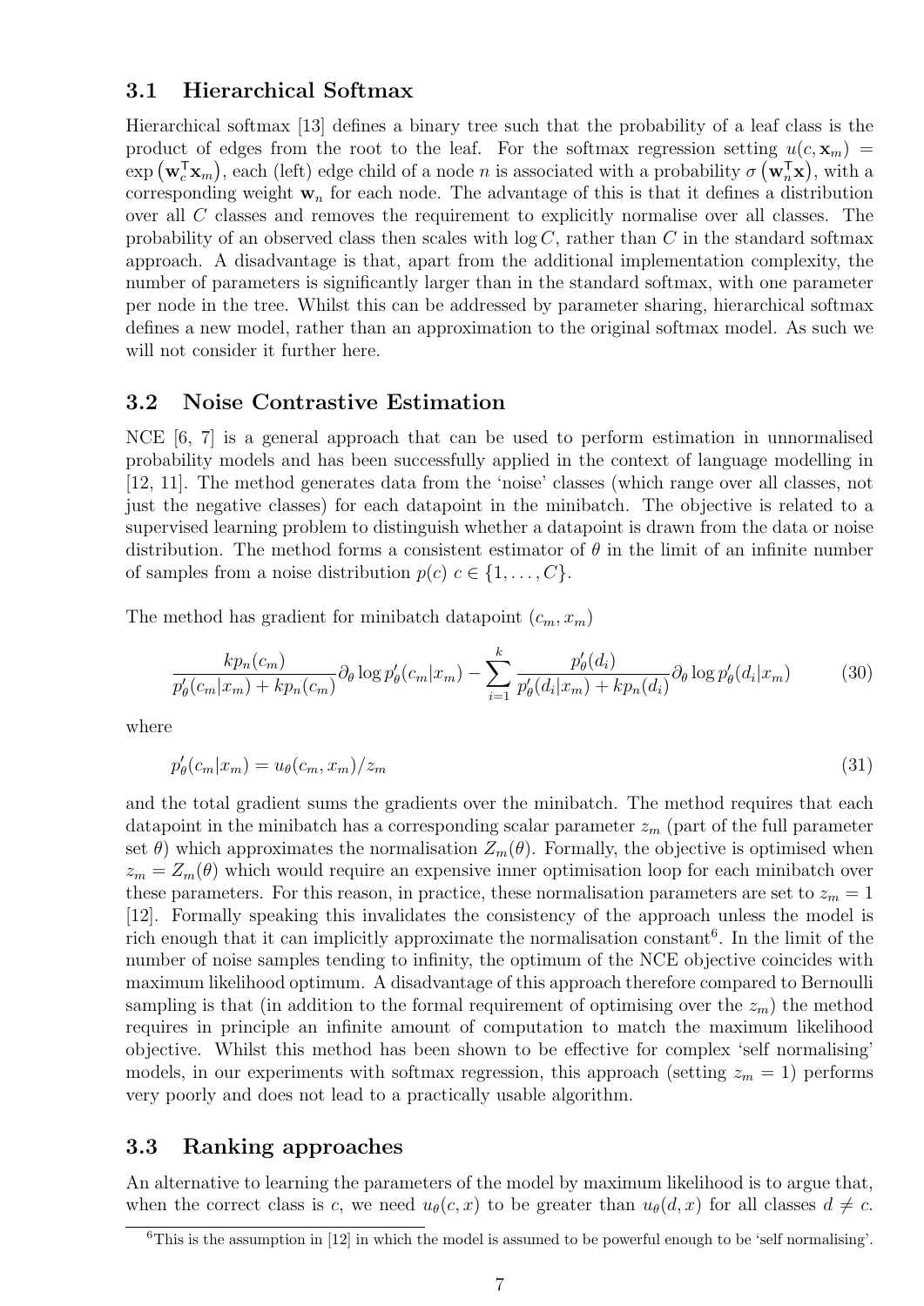### 3.1 Hierarchical Softmax

Hierarchical softmax [13] defines a binary tree such that the probability of a leaf class is the product of edges from the root to the leaf. For the softmax regression setting $u(c, \mathbf{x}_m) = \exp\left(\mathbf{w}_c^\mathsf{T}\mathbf{x}_m\right)$, each (left) edge child of a node $n$ is associated with a probability $\sigma\left(\mathbf{w}_n^\mathsf{T}\mathbf{x}\right)$, with a corresponding weight $\mathbf{w}_n$ for each node. The advantage of this is that it defines a distribution over all $C$ classes and removes the requirement to explicitly normalise over all classes. The probability of an observed class then scales with $\log C$, rather than $C$ in the standard softmax approach. A disadvantage is that, apart from the additional implementation complexity, the number of parameters is significantly larger than in the standard softmax, with one parameter per node in the tree. Whilst this can be addressed by parameter sharing, hierarchical softmax defines a new model, rather than an approximation to the original softmax model. As such we will not consider it further here.

### 3.2 Noise Contrastive Estimation

NCE [6, 7] is a general approach that can be used to perform estimation in unnormalised probability models and has been successfully applied in the context of language modelling in [12, 11]. The method generates data from the 'noise' classes (which range over all classes, not just the negative classes) for each datapoint in the minibatch. The objective is related to a supervised learning problem to distinguish whether a datapoint is drawn from the data or noise distribution. The method forms a consistent estimator of $\theta$ in the limit of an infinite number of samples from a noise distribution $p(c)$ $c \in \{1, \ldots, C\}$.

The method has gradient for minibatch datapoint $(c_m, x_m)$

$$\frac{kp_n(c_m)}{p'_\theta(c_m|x_m) + kp_n(c_m)} \partial_\theta \log p'_\theta(c_m|x_m) - \sum_{i=1}^{k} \frac{p'_\theta(d_i)}{p'_\theta(d_i|x_m) + kp_n(d_i)} \partial_\theta \log p'_\theta(d_i|x_m) \tag{30}$$

where

$$p'_\theta(c_m|x_m) = u_\theta(c_m, x_m)/z_m \tag{31}$$

and the total gradient sums the gradients over the minibatch. The method requires that each datapoint in the minibatch has a corresponding scalar parameter $z_m$ (part of the full parameter set $\theta$) which approximates the normalisation $Z_m(\theta)$. Formally, the objective is optimised when $z_m = Z_m(\theta)$ which would require an expensive inner optimisation loop for each minibatch over these parameters. For this reason, in practice, these normalisation parameters are set to $z_m = 1$ [12]. Formally speaking this invalidates the consistency of the approach unless the model is rich enough that it can implicitly approximate the normalisation constant[6]. In the limit of the number of noise samples tending to infinity, the optimum of the NCE objective coincides with maximum likelihood optimum. A disadvantage of this approach therefore compared to Bernoulli sampling is that (in addition to the formal requirement of optimising over the $z_m$) the method requires in principle an infinite amount of computation to match the maximum likelihood objective. Whilst this method has been shown to be effective for complex 'self normalising' models, in our experiments with softmax regression, this approach (setting $z_m = 1$) performs very poorly and does not lead to a practically usable algorithm.

### 3.3 Ranking approaches

An alternative to learning the parameters of the model by maximum likelihood is to argue that, when the correct class is $c$, we need $u_\theta(c, x)$ to be greater than $u_\theta(d, x)$ for all classes $d \neq c$.

[6] This is the assumption in [12] in which the model is assumed to be powerful enough to be 'self normalising'.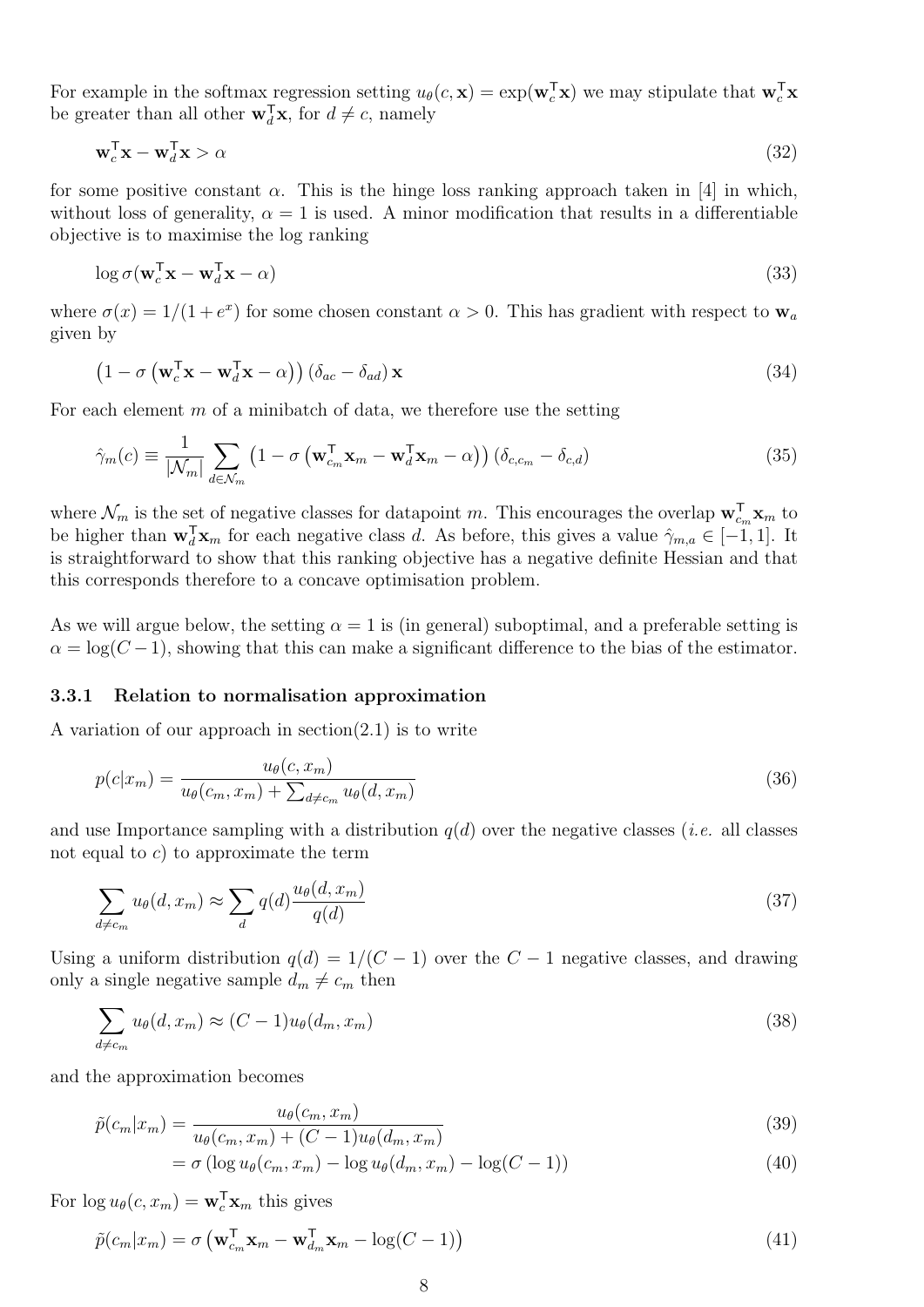For example in the softmax regression setting $u_\theta(c, \mathbf{x}) = \exp(\mathbf{w}_c^\mathsf{T}\mathbf{x})$ we may stipulate that $\mathbf{w}_c^\mathsf{T}\mathbf{x}$ be greater than all other $\mathbf{w}_d^\mathsf{T}\mathbf{x}$, for $d \neq c$, namely

$$\mathbf{w}_c^\mathsf{T}\mathbf{x} - \mathbf{w}_d^\mathsf{T}\mathbf{x} > \alpha \tag{32}$$

for some positive constant $\alpha$. This is the hinge loss ranking approach taken in [4] in which, without loss of generality, $\alpha = 1$ is used. A minor modification that results in a differentiable objective is to maximise the log ranking

$$\log \sigma(\mathbf{w}_c^\mathsf{T}\mathbf{x} - \mathbf{w}_d^\mathsf{T}\mathbf{x} - \alpha) \tag{33}$$

where $\sigma(x) = 1/(1 + e^x)$ for some chosen constant $\alpha > 0$. This has gradient with respect to $\mathbf{w}_a$ given by

$$\left(1 - \sigma\left(\mathbf{w}_c^\mathsf{T}\mathbf{x} - \mathbf{w}_d^\mathsf{T}\mathbf{x} - \alpha\right)\right)(\delta_{ac} - \delta_{ad})\,\mathbf{x} \tag{34}$$

For each element $m$ of a minibatch of data, we therefore use the setting

$$\hat{\gamma}_m(c) \equiv \frac{1}{|\mathcal{N}_m|}\sum_{d \in \mathcal{N}_m}\left(1 - \sigma\left(\mathbf{w}_{c_m}^\mathsf{T}\mathbf{x}_m - \mathbf{w}_d^\mathsf{T}\mathbf{x}_m - \alpha\right)\right)(\delta_{c,c_m} - \delta_{c,d}) \tag{35}$$

where $\mathcal{N}_m$ is the set of negative classes for datapoint $m$. This encourages the overlap $\mathbf{w}_{c_m}^\mathsf{T}\mathbf{x}_m$ to be higher than $\mathbf{w}_d^\mathsf{T}\mathbf{x}_m$ for each negative class $d$. As before, this gives a value $\hat{\gamma}_{m,a} \in [-1, 1]$. It is straightforward to show that this ranking objective has a negative definite Hessian and that this corresponds therefore to a concave optimisation problem.

As we will argue below, the setting $\alpha = 1$ is (in general) suboptimal, and a preferable setting is $\alpha = \log(C-1)$, showing that this can make a significant difference to the bias of the estimator.

### 3.3.1 Relation to normalisation approximation

A variation of our approach in section(2.1) is to write

$$p(c|x_m) = \frac{u_\theta(c, x_m)}{u_\theta(c_m, x_m) + \sum_{d \neq c_m} u_\theta(d, x_m)} \tag{36}$$

and use Importance sampling with a distribution $q(d)$ over the negative classes (*i.e.* all classes not equal to $c$) to approximate the term

$$\sum_{d \neq c_m} u_\theta(d, x_m) \approx \sum_d q(d)\frac{u_\theta(d, x_m)}{q(d)} \tag{37}$$

Using a uniform distribution $q(d) = 1/(C-1)$ over the $C-1$ negative classes, and drawing only a single negative sample $d_m \neq c_m$ then

$$\sum_{d \neq c_m} u_\theta(d, x_m) \approx (C-1)u_\theta(d_m, x_m) \tag{38}$$

and the approximation becomes

$$\tilde{p}(c_m|x_m) = \frac{u_\theta(c_m, x_m)}{u_\theta(c_m, x_m) + (C-1)u_\theta(d_m, x_m)} \tag{39}$$

$$= \sigma\left(\log u_\theta(c_m, x_m) - \log u_\theta(d_m, x_m) - \log(C-1)\right) \tag{40}$$

For $\log u_\theta(c, x_m) = \mathbf{w}_c^\mathsf{T}\mathbf{x}_m$ this gives

$$\tilde{p}(c_m|x_m) = \sigma\left(\mathbf{w}_{c_m}^\mathsf{T}\mathbf{x}_m - \mathbf{w}_{d_m}^\mathsf{T}\mathbf{x}_m - \log(C-1)\right) \tag{41}$$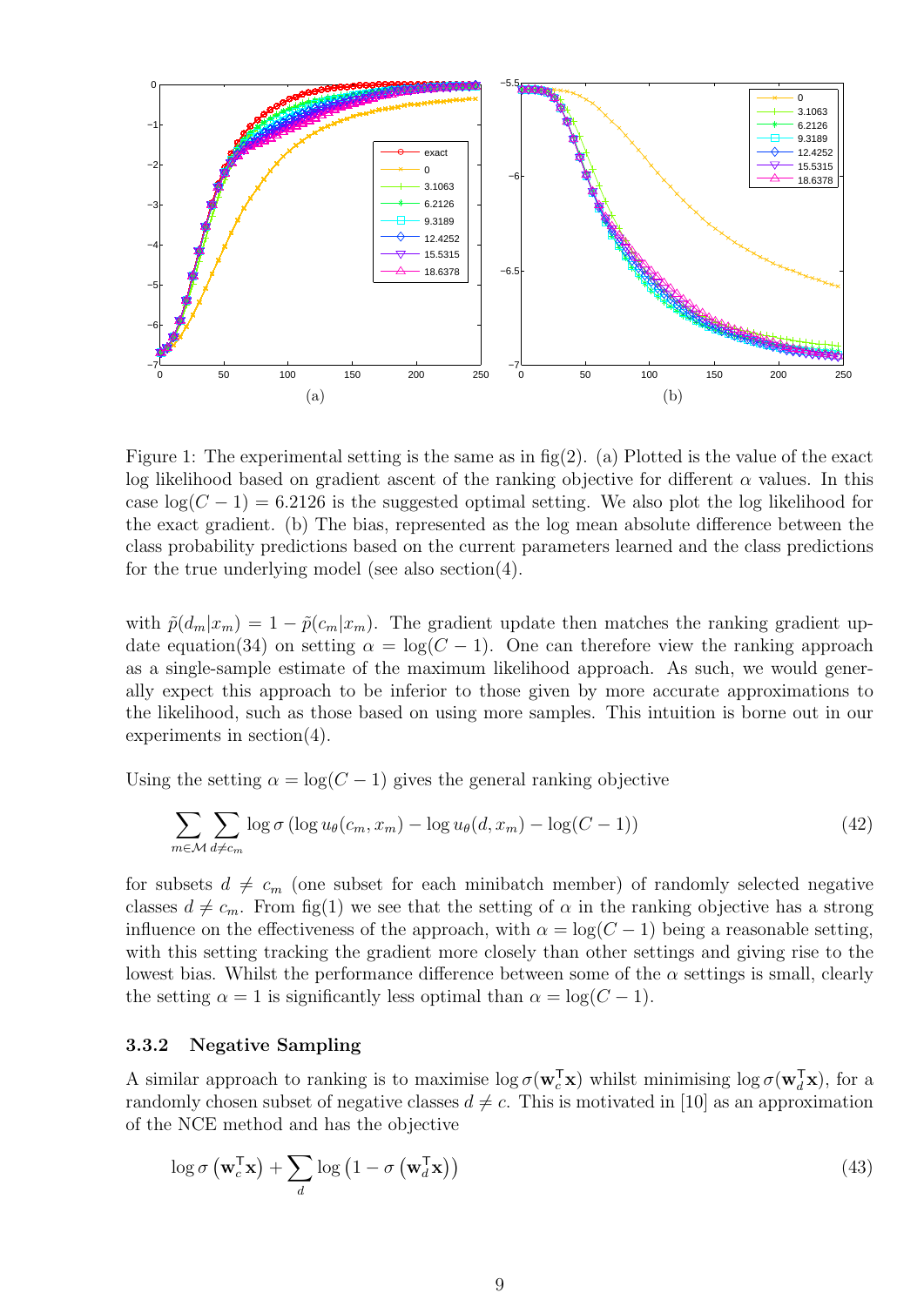Figure 1: The experimental setting is the same as in fig(2). (a) Plotted is the value of the exact log likelihood based on gradient ascent of the ranking objective for different $\alpha$ values. In this case $\log(C-1) = 6.2126$ is the suggested optimal setting. We also plot the log likelihood for the exact gradient. (b) The bias, represented as the log mean absolute difference between the class probability predictions based on the current parameters learned and the class predictions for the true underlying model (see also section(4).

with $\tilde{p}(d_m|x_m) = 1 - \tilde{p}(c_m|x_m)$. The gradient update then matches the ranking gradient update equation(34) on setting $\alpha = \log(C-1)$. One can therefore view the ranking approach as a single-sample estimate of the maximum likelihood approach. As such, we would generally expect this approach to be inferior to those given by more accurate approximations to the likelihood, such as those based on using more samples. This intuition is borne out in our experiments in section(4).

Using the setting $\alpha = \log(C-1)$ gives the general ranking objective

$$\sum_{m \in \mathcal{M}} \sum_{d \neq c_m} \log \sigma \left( \log u_\theta(c_m, x_m) - \log u_\theta(d, x_m) - \log(C-1) \right) \tag{42}$$

for subsets $d \neq c_m$ (one subset for each minibatch member) of randomly selected negative classes $d \neq c_m$. From fig(1) we see that the setting of $\alpha$ in the ranking objective has a strong influence on the effectiveness of the approach, with $\alpha = \log(C-1)$ being a reasonable setting, with this setting tracking the gradient more closely than other settings and giving rise to the lowest bias. Whilst the performance difference between some of the $\alpha$ settings is small, clearly the setting $\alpha = 1$ is significantly less optimal than $\alpha = \log(C-1)$.

### 3.3.2 Negative Sampling

A similar approach to ranking is to maximise $\log \sigma(\mathbf{w}_c^\mathsf{T}\mathbf{x})$ whilst minimising $\log \sigma(\mathbf{w}_d^\mathsf{T}\mathbf{x})$, for a randomly chosen subset of negative classes $d \neq c$. This is motivated in [10] as an approximation of the NCE method and has the objective

$$\log \sigma \left( \mathbf{w}_c^\mathsf{T}\mathbf{x} \right) + \sum_d \log \left( 1 - \sigma \left( \mathbf{w}_d^\mathsf{T}\mathbf{x} \right) \right) \tag{43}$$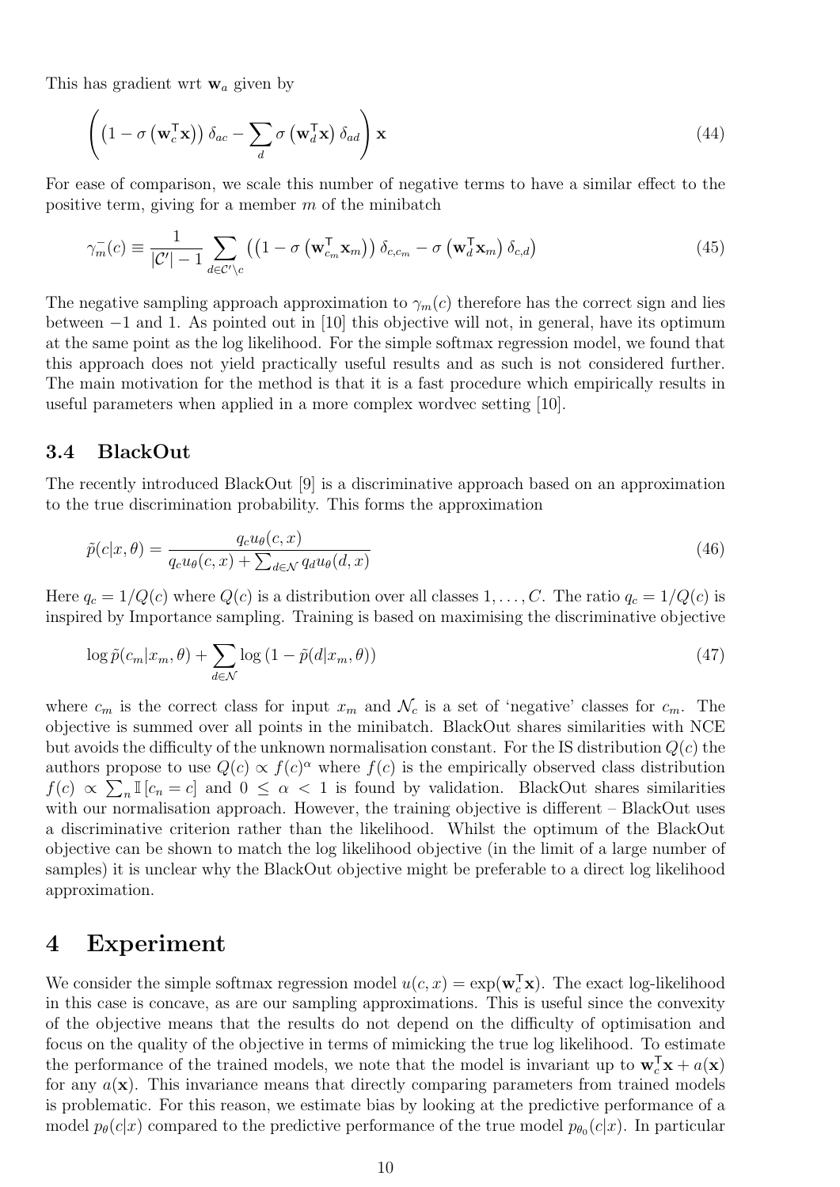This has gradient wrt $\mathbf{w}_a$ given by

$$\left( \left(1 - \sigma\left(\mathbf{w}_c^\mathsf{T}\mathbf{x}\right)\right) \delta_{ac} - \sum_d \sigma\left(\mathbf{w}_d^\mathsf{T}\mathbf{x}\right) \delta_{ad} \right) \mathbf{x} \tag{44}$$

For ease of comparison, we scale this number of negative terms to have a similar effect to the positive term, giving for a member $m$ of the minibatch

$$\gamma_m^-(c) \equiv \frac{1}{|\mathcal{C}'| - 1} \sum_{d \in \mathcal{C}' \setminus c} \left( \left(1 - \sigma\left(\mathbf{w}_{c_m}^\mathsf{T}\mathbf{x}_m\right)\right) \delta_{c,c_m} - \sigma\left(\mathbf{w}_d^\mathsf{T}\mathbf{x}_m\right) \delta_{c,d} \right) \tag{45}$$

The negative sampling approach approximation to $\gamma_m(c)$ therefore has the correct sign and lies between $-1$ and 1. As pointed out in [10] this objective will not, in general, have its optimum at the same point as the log likelihood. For the simple softmax regression model, we found that this approach does not yield practically useful results and as such is not considered further. The main motivation for the method is that it is a fast procedure which empirically results in useful parameters when applied in a more complex wordvec setting [10].

### 3.4 BlackOut

The recently introduced BlackOut [9] is a discriminative approach based on an approximation to the true discrimination probability. This forms the approximation

$$\tilde{p}(c|x, \theta) = \frac{q_c u_\theta(c, x)}{q_c u_\theta(c, x) + \sum_{d \in \mathcal{N}} q_d u_\theta(d, x)} \tag{46}$$

Here $q_c = 1/Q(c)$ where $Q(c)$ is a distribution over all classes $1, \ldots, C$. The ratio $q_c = 1/Q(c)$ is inspired by Importance sampling. Training is based on maximising the discriminative objective

$$\log \tilde{p}(c_m|x_m, \theta) + \sum_{d \in \mathcal{N}} \log\left(1 - \tilde{p}(d|x_m, \theta)\right) \tag{47}$$

where $c_m$ is the correct class for input $x_m$ and $\mathcal{N}_c$ is a set of 'negative' classes for $c_m$. The objective is summed over all points in the minibatch. BlackOut shares similarities with NCE but avoids the difficulty of the unknown normalisation constant. For the IS distribution $Q(c)$ the authors propose to use $Q(c) \propto f(c)^\alpha$ where $f(c)$ is the empirically observed class distribution $f(c) \propto \sum_n \mathbb{I}\left[c_n = c\right]$ and $0 \leq \alpha < 1$ is found by validation. BlackOut shares similarities with our normalisation approach. However, the training objective is different – BlackOut uses a discriminative criterion rather than the likelihood. Whilst the optimum of the BlackOut objective can be shown to match the log likelihood objective (in the limit of a large number of samples) it is unclear why the BlackOut objective might be preferable to a direct log likelihood approximation.

## 4 Experiment

We consider the simple softmax regression model $u(c, x) = \exp(\mathbf{w}_c^\mathsf{T}\mathbf{x})$. The exact log-likelihood in this case is concave, as are our sampling approximations. This is useful since the convexity of the objective means that the results do not depend on the difficulty of optimisation and focus on the quality of the objective in terms of mimicking the true log likelihood. To estimate the performance of the trained models, we note that the model is invariant up to $\mathbf{w}_c^\mathsf{T}\mathbf{x} + a(\mathbf{x})$ for any $a(\mathbf{x})$. This invariance means that directly comparing parameters from trained models is problematic. For this reason, we estimate bias by looking at the predictive performance of a model $p_\theta(c|x)$ compared to the predictive performance of the true model $p_{\theta_0}(c|x)$. In particular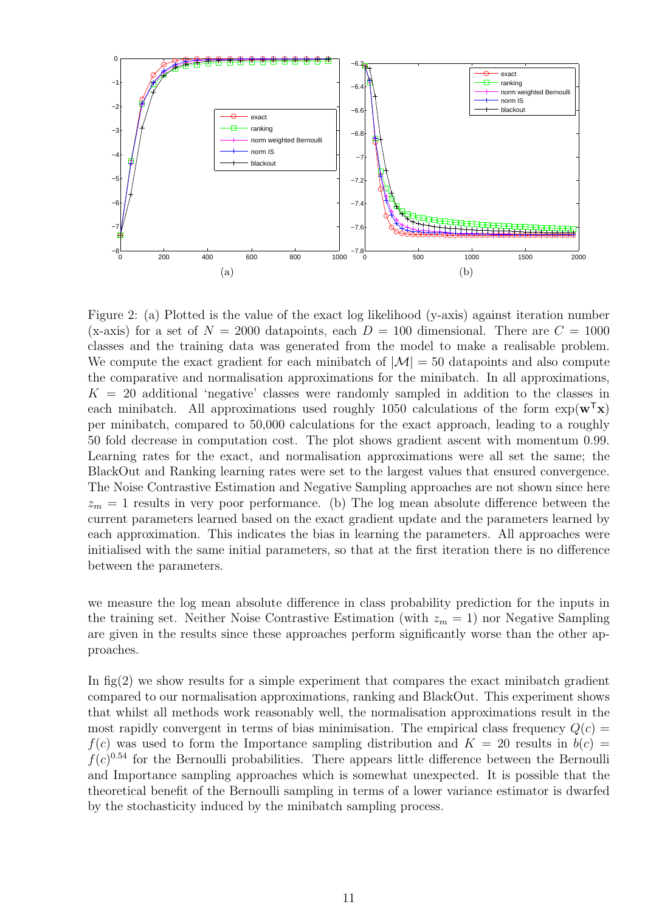Figure 2: (a) Plotted is the value of the exact log likelihood (y-axis) against iteration number (x-axis) for a set of $N = 2000$ datapoints, each $D = 100$ dimensional. There are $C = 1000$ classes and the training data was generated from the model to make a realisable problem. We compute the exact gradient for each minibatch of $|\mathcal{M}| = 50$ datapoints and also compute the comparative and normalisation approximations for the minibatch. In all approximations, $K = 20$ additional 'negative' classes were randomly sampled in addition to the classes in each minibatch. All approximations used roughly 1050 calculations of the form $\exp(\mathbf{w}^\mathsf{T}\mathbf{x})$ per minibatch, compared to 50,000 calculations for the exact approach, leading to a roughly 50 fold decrease in computation cost. The plot shows gradient ascent with momentum 0.99. Learning rates for the exact, and normalisation approximations were all set the same; the BlackOut and Ranking learning rates were set to the largest values that ensured convergence. The Noise Contrastive Estimation and Negative Sampling approaches are not shown since here $z_m = 1$ results in very poor performance. (b) The log mean absolute difference between the current parameters learned based on the exact gradient update and the parameters learned by each approximation. This indicates the bias in learning the parameters. All approaches were initialised with the same initial parameters, so that at the first iteration there is no difference between the parameters.

we measure the log mean absolute difference in class probability prediction for the inputs in the training set. Neither Noise Contrastive Estimation (with $z_m = 1$) nor Negative Sampling are given in the results since these approaches perform significantly worse than the other approaches.

In fig(2) we show results for a simple experiment that compares the exact minibatch gradient compared to our normalisation approximations, ranking and BlackOut. This experiment shows that whilst all methods work reasonably well, the normalisation approximations result in the most rapidly convergent in terms of bias minimisation. The empirical class frequency $Q(c) = f(c)$ was used to form the Importance sampling distribution and $K = 20$ results in $b(c) = f(c)^{0.54}$ for the Bernoulli probabilities. There appears little difference between the Bernoulli and Importance sampling approaches which is somewhat unexpected. It is possible that the theoretical benefit of the Bernoulli sampling in terms of a lower variance estimator is dwarfed by the stochasticity induced by the minibatch sampling process.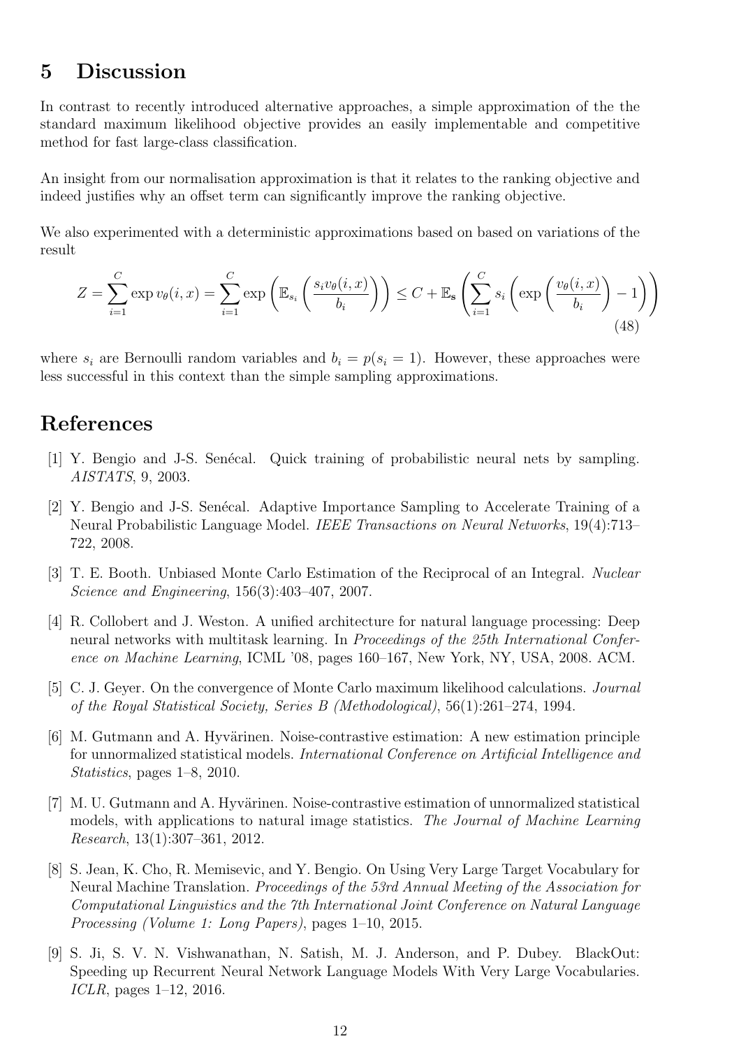# 5 Discussion

In contrast to recently introduced alternative approaches, a simple approximation of the the standard maximum likelihood objective provides an easily implementable and competitive method for fast large-class classification.

An insight from our normalisation approximation is that it relates to the ranking objective and indeed justifies why an offset term can significantly improve the ranking objective.

We also experimented with a deterministic approximations based on based on variations of the result

$$Z = \sum_{i=1}^{C} \exp v_\theta(i,x) = \sum_{i=1}^{C} \exp\left(\mathbb{E}_{s_i}\left(\frac{s_i v_\theta(i,x)}{b_i}\right)\right) \leq C + \mathbb{E}_{\mathbf{s}}\left(\sum_{i=1}^{C} s_i \left(\exp\left(\frac{v_\theta(i,x)}{b_i}\right) - 1\right)\right) \tag{48}$$

where $s_i$ are Bernoulli random variables and $b_i = p(s_i = 1)$. However, these approaches were less successful in this context than the simple sampling approximations.

# References

[1] Y. Bengio and J-S. Senécal. Quick training of probabilistic neural nets by sampling. *AISTATS*, 9, 2003.

[2] Y. Bengio and J-S. Senécal. Adaptive Importance Sampling to Accelerate Training of a Neural Probabilistic Language Model. *IEEE Transactions on Neural Networks*, 19(4):713–722, 2008.

[3] T. E. Booth. Unbiased Monte Carlo Estimation of the Reciprocal of an Integral. *Nuclear Science and Engineering*, 156(3):403–407, 2007.

[4] R. Collobert and J. Weston. A unified architecture for natural language processing: Deep neural networks with multitask learning. In *Proceedings of the 25th International Conference on Machine Learning*, ICML '08, pages 160–167, New York, NY, USA, 2008. ACM.

[5] C. J. Geyer. On the convergence of Monte Carlo maximum likelihood calculations. *Journal of the Royal Statistical Society, Series B (Methodological)*, 56(1):261–274, 1994.

[6] M. Gutmann and A. Hyvärinen. Noise-contrastive estimation: A new estimation principle for unnormalized statistical models. *International Conference on Artificial Intelligence and Statistics*, pages 1–8, 2010.

[7] M. U. Gutmann and A. Hyvärinen. Noise-contrastive estimation of unnormalized statistical models, with applications to natural image statistics. *The Journal of Machine Learning Research*, 13(1):307–361, 2012.

[8] S. Jean, K. Cho, R. Memisevic, and Y. Bengio. On Using Very Large Target Vocabulary for Neural Machine Translation. *Proceedings of the 53rd Annual Meeting of the Association for Computational Linguistics and the 7th International Joint Conference on Natural Language Processing (Volume 1: Long Papers)*, pages 1–10, 2015.

[9] S. Ji, S. V. N. Vishwanathan, N. Satish, M. J. Anderson, and P. Dubey. BlackOut: Speeding up Recurrent Neural Network Language Models With Very Large Vocabularies. *ICLR*, pages 1–12, 2016.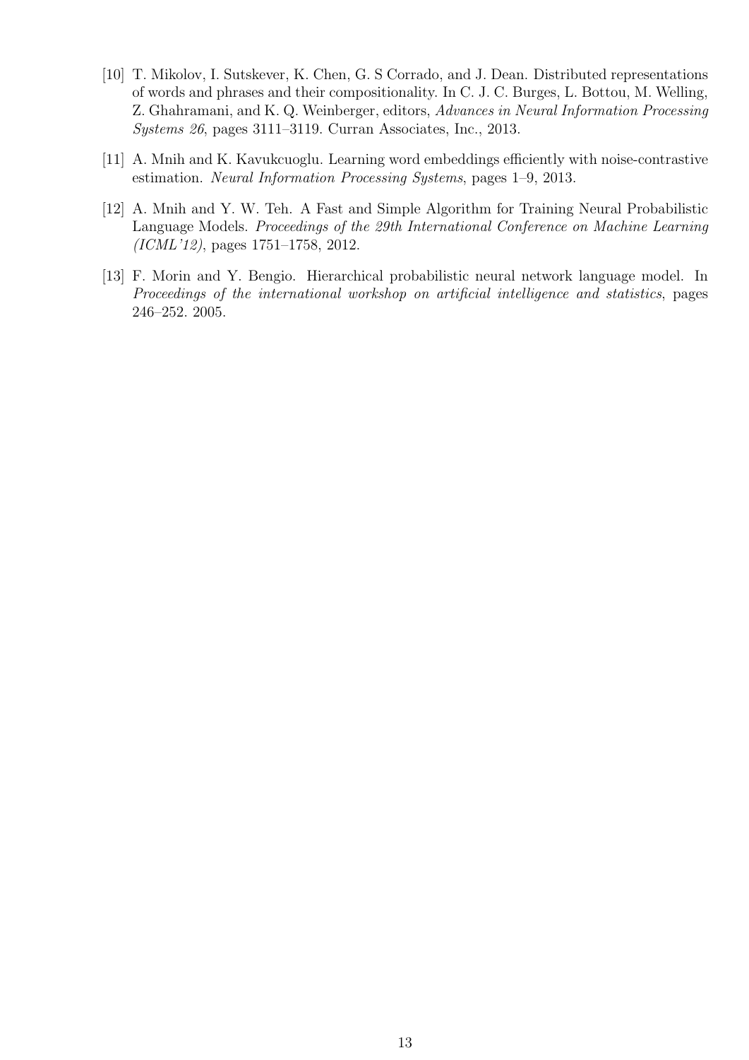[10] T. Mikolov, I. Sutskever, K. Chen, G. S Corrado, and J. Dean. Distributed representations of words and phrases and their compositionality. In C. J. C. Burges, L. Bottou, M. Welling, Z. Ghahramani, and K. Q. Weinberger, editors, *Advances in Neural Information Processing Systems 26*, pages 3111–3119. Curran Associates, Inc., 2013.

[11] A. Mnih and K. Kavukcuoglu. Learning word embeddings efficiently with noise-contrastive estimation. *Neural Information Processing Systems*, pages 1–9, 2013.

[12] A. Mnih and Y. W. Teh. A Fast and Simple Algorithm for Training Neural Probabilistic Language Models. *Proceedings of the 29th International Conference on Machine Learning (ICML'12)*, pages 1751–1758, 2012.

[13] F. Morin and Y. Bengio. Hierarchical probabilistic neural network language model. In *Proceedings of the international workshop on artificial intelligence and statistics*, pages 246–252. 2005.